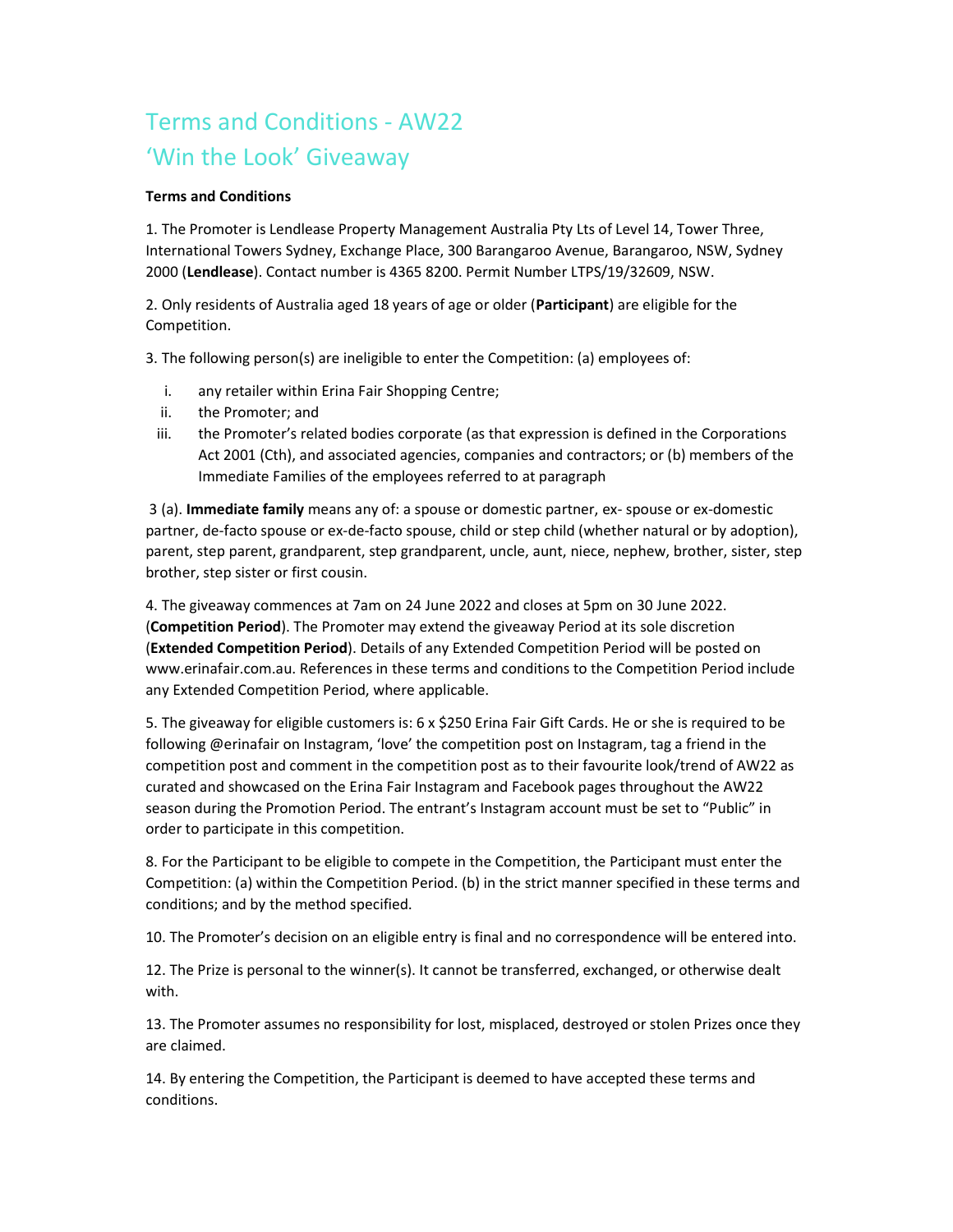# Terms and Conditions - AW22 'Win the Look' Giveaway

**Terms and Conditions**

1. The Promoter is Lendlease Property Management Australia Pty Lts of Level 14, Tower Three, International Towers Sydney, Exchange Place, 300 Barangaroo Avenue, Barangaroo, NSW, Sydney 2000 (**Lendlease**). Contact number is 4365 8200. Permit Number LTPS/19/32609, NSW.

2. Only residents of Australia aged 18 years of age or older (**Participant**) are eligible for the Competition.

3. The following person(s) are ineligible to enter the Competition: (a) employees of:

   i. any retailer within Erina Fair Shopping Centre;
   ii. the Promoter; and
   iii. the Promoter's related bodies corporate (as that expression is defined in the Corporations Act 2001 (Cth), and associated agencies, companies and contractors; or (b) members of the Immediate Families of the employees referred to at paragraph

3 (a). **Immediate family** means any of: a spouse or domestic partner, ex- spouse or ex-domestic partner, de-facto spouse or ex-de-facto spouse, child or step child (whether natural or by adoption), parent, step parent, grandparent, step grandparent, uncle, aunt, niece, nephew, brother, sister, step brother, step sister or first cousin.

4. The giveaway commences at 7am on 24 June 2022 and closes at 5pm on 30 June 2022. (**Competition Period**). The Promoter may extend the giveaway Period at its sole discretion (**Extended Competition Period**). Details of any Extended Competition Period will be posted on www.erinafair.com.au. References in these terms and conditions to the Competition Period include any Extended Competition Period, where applicable.

5. The giveaway for eligible customers is: 6 x $250 Erina Fair Gift Cards. He or she is required to be following @erinafair on Instagram, 'love' the competition post on Instagram, tag a friend in the competition post and comment in the competition post as to their favourite look/trend of AW22 as curated and showcased on the Erina Fair Instagram and Facebook pages throughout the AW22 season during the Promotion Period. The entrant's Instagram account must be set to "Public" in order to participate in this competition.

8. For the Participant to be eligible to compete in the Competition, the Participant must enter the Competition: (a) within the Competition Period. (b) in the strict manner specified in these terms and conditions; and by the method specified.

10. The Promoter's decision on an eligible entry is final and no correspondence will be entered into.

12. The Prize is personal to the winner(s). It cannot be transferred, exchanged, or otherwise dealt with.

13. The Promoter assumes no responsibility for lost, misplaced, destroyed or stolen Prizes once they are claimed.

14. By entering the Competition, the Participant is deemed to have accepted these terms and conditions.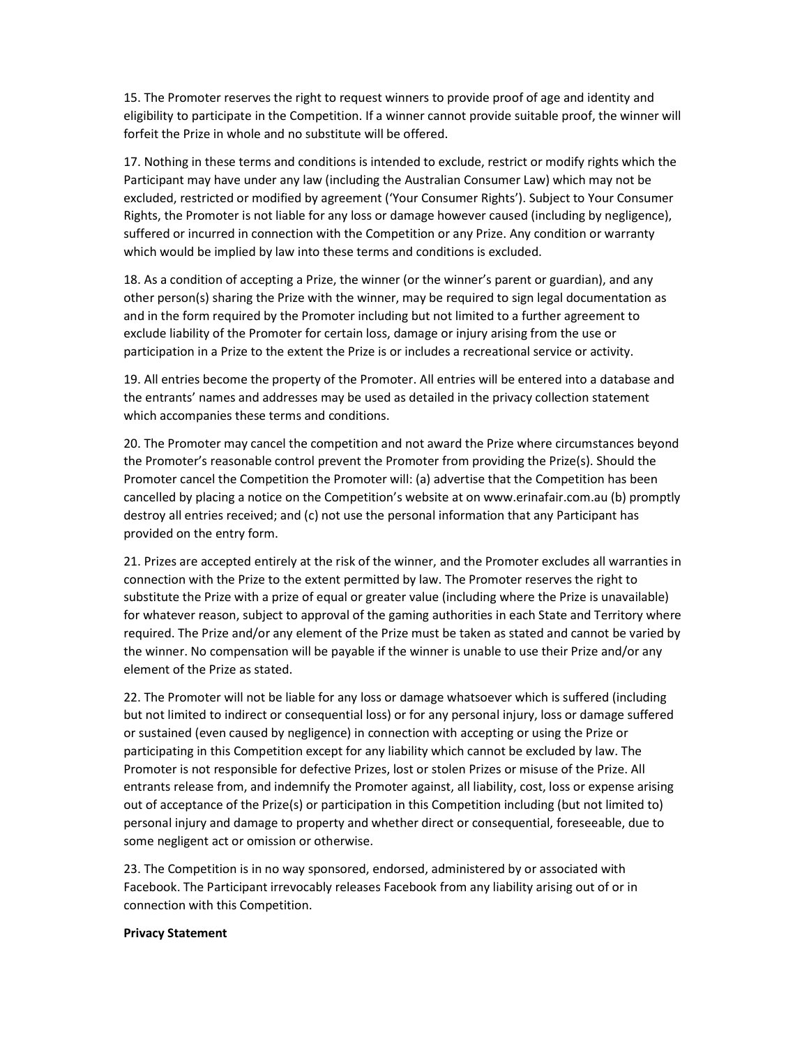15. The Promoter reserves the right to request winners to provide proof of age and identity and eligibility to participate in the Competition. If a winner cannot provide suitable proof, the winner will forfeit the Prize in whole and no substitute will be offered.

17. Nothing in these terms and conditions is intended to exclude, restrict or modify rights which the Participant may have under any law (including the Australian Consumer Law) which may not be excluded, restricted or modified by agreement ('Your Consumer Rights'). Subject to Your Consumer Rights, the Promoter is not liable for any loss or damage however caused (including by negligence), suffered or incurred in connection with the Competition or any Prize. Any condition or warranty which would be implied by law into these terms and conditions is excluded.

18. As a condition of accepting a Prize, the winner (or the winner's parent or guardian), and any other person(s) sharing the Prize with the winner, may be required to sign legal documentation as and in the form required by the Promoter including but not limited to a further agreement to exclude liability of the Promoter for certain loss, damage or injury arising from the use or participation in a Prize to the extent the Prize is or includes a recreational service or activity.

19. All entries become the property of the Promoter. All entries will be entered into a database and the entrants' names and addresses may be used as detailed in the privacy collection statement which accompanies these terms and conditions.

20. The Promoter may cancel the competition and not award the Prize where circumstances beyond the Promoter's reasonable control prevent the Promoter from providing the Prize(s). Should the Promoter cancel the Competition the Promoter will: (a) advertise that the Competition has been cancelled by placing a notice on the Competition's website at on www.erinafair.com.au (b) promptly destroy all entries received; and (c) not use the personal information that any Participant has provided on the entry form.

21. Prizes are accepted entirely at the risk of the winner, and the Promoter excludes all warranties in connection with the Prize to the extent permitted by law. The Promoter reserves the right to substitute the Prize with a prize of equal or greater value (including where the Prize is unavailable) for whatever reason, subject to approval of the gaming authorities in each State and Territory where required. The Prize and/or any element of the Prize must be taken as stated and cannot be varied by the winner. No compensation will be payable if the winner is unable to use their Prize and/or any element of the Prize as stated.

22. The Promoter will not be liable for any loss or damage whatsoever which is suffered (including but not limited to indirect or consequential loss) or for any personal injury, loss or damage suffered or sustained (even caused by negligence) in connection with accepting or using the Prize or participating in this Competition except for any liability which cannot be excluded by law. The Promoter is not responsible for defective Prizes, lost or stolen Prizes or misuse of the Prize. All entrants release from, and indemnify the Promoter against, all liability, cost, loss or expense arising out of acceptance of the Prize(s) or participation in this Competition including (but not limited to) personal injury and damage to property and whether direct or consequential, foreseeable, due to some negligent act or omission or otherwise.

23. The Competition is in no way sponsored, endorsed, administered by or associated with Facebook. The Participant irrevocably releases Facebook from any liability arising out of or in connection with this Competition.

**Privacy Statement**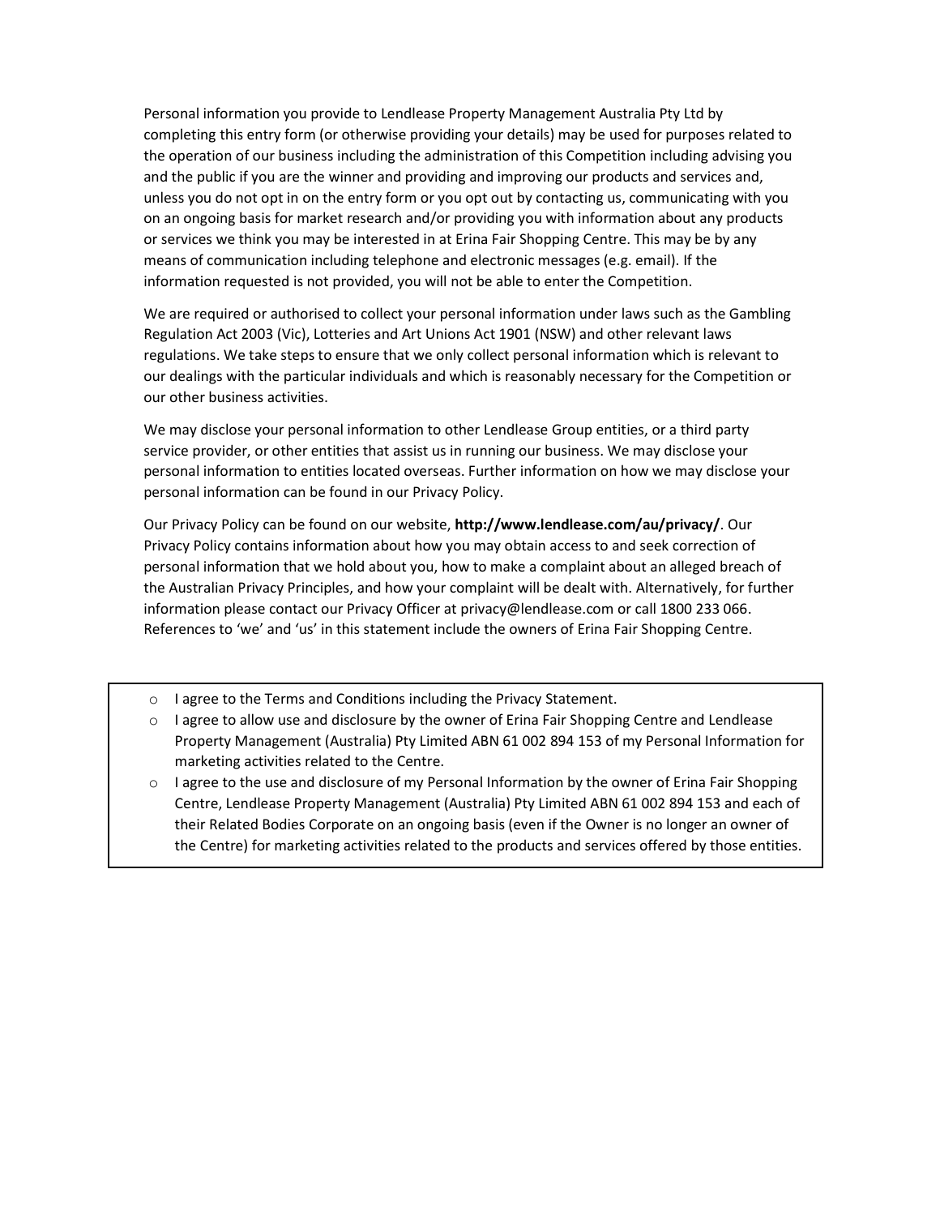Personal information you provide to Lendlease Property Management Australia Pty Ltd by completing this entry form (or otherwise providing your details) may be used for purposes related to the operation of our business including the administration of this Competition including advising you and the public if you are the winner and providing and improving our products and services and, unless you do not opt in on the entry form or you opt out by contacting us, communicating with you on an ongoing basis for market research and/or providing you with information about any products or services we think you may be interested in at Erina Fair Shopping Centre. This may be by any means of communication including telephone and electronic messages (e.g. email). If the information requested is not provided, you will not be able to enter the Competition.

We are required or authorised to collect your personal information under laws such as the Gambling Regulation Act 2003 (Vic), Lotteries and Art Unions Act 1901 (NSW) and other relevant laws regulations. We take steps to ensure that we only collect personal information which is relevant to our dealings with the particular individuals and which is reasonably necessary for the Competition or our other business activities.

We may disclose your personal information to other Lendlease Group entities, or a third party service provider, or other entities that assist us in running our business. We may disclose your personal information to entities located overseas. Further information on how we may disclose your personal information can be found in our Privacy Policy.

Our Privacy Policy can be found on our website, **http://www.lendlease.com/au/privacy/**. Our Privacy Policy contains information about how you may obtain access to and seek correction of personal information that we hold about you, how to make a complaint about an alleged breach of the Australian Privacy Principles, and how your complaint will be dealt with. Alternatively, for further information please contact our Privacy Officer at privacy@lendlease.com or call 1800 233 066. References to 'we' and 'us' in this statement include the owners of Erina Fair Shopping Centre.

- I agree to the Terms and Conditions including the Privacy Statement.
- I agree to allow use and disclosure by the owner of Erina Fair Shopping Centre and Lendlease Property Management (Australia) Pty Limited ABN 61 002 894 153 of my Personal Information for marketing activities related to the Centre.
- I agree to the use and disclosure of my Personal Information by the owner of Erina Fair Shopping Centre, Lendlease Property Management (Australia) Pty Limited ABN 61 002 894 153 and each of their Related Bodies Corporate on an ongoing basis (even if the Owner is no longer an owner of the Centre) for marketing activities related to the products and services offered by those entities.